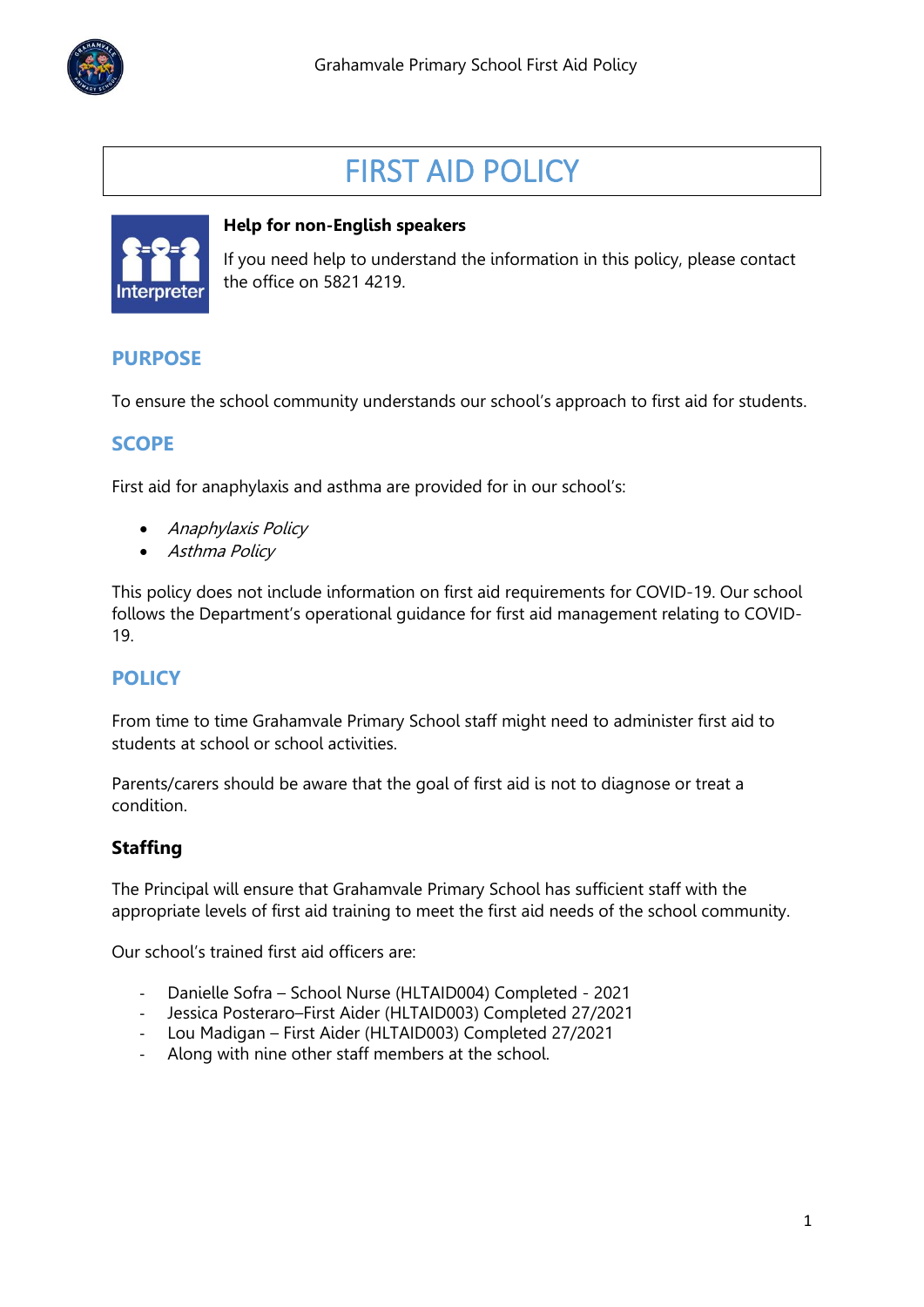# FIRST AID POLICY

**Help for non-English speakers**

If you need help to understand the information in this policy, please contact the office on 5821 4219.

## PURPOSE

To ensure the school community understands our school's approach to first aid for students.

## SCOPE

First aid for anaphylaxis and asthma are provided for in our school's:

- *Anaphylaxis Policy*
- *Asthma Policy*

This policy does not include information on first aid requirements for COVID-19. Our school follows the Department's operational guidance for first aid management relating to COVID-19.

## POLICY

From time to time Grahamvale Primary School staff might need to administer first aid to students at school or school activities.

Parents/carers should be aware that the goal of first aid is not to diagnose or treat a condition.

### Staffing

The Principal will ensure that Grahamvale Primary School has sufficient staff with the appropriate levels of first aid training to meet the first aid needs of the school community.

Our school's trained first aid officers are:

- Danielle Sofra – School Nurse (HLTAID004) Completed - 2021
- Jessica Posteraro–First Aider (HLTAID003) Completed 27/2021
- Lou Madigan – First Aider (HLTAID003) Completed 27/2021
- Along with nine other staff members at the school.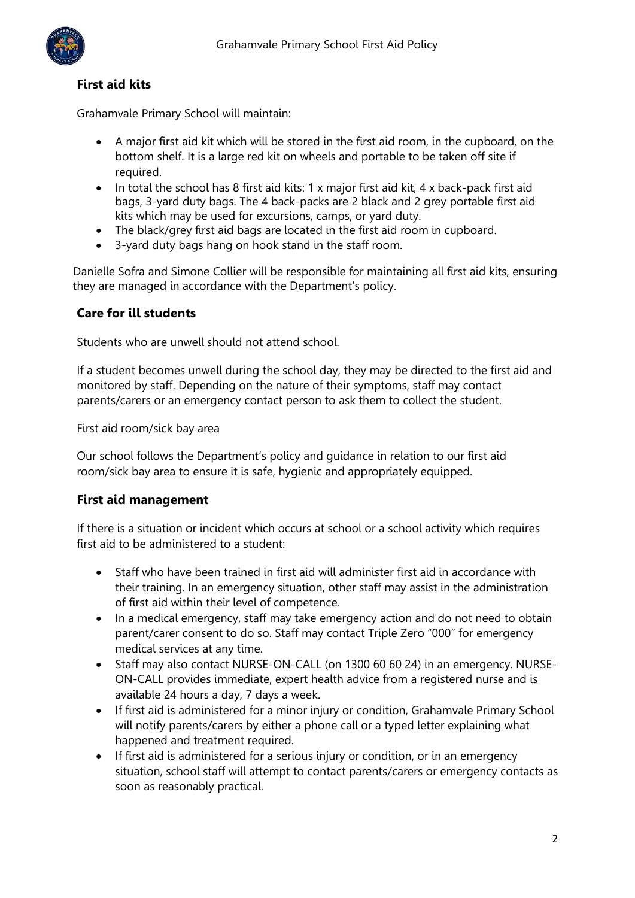## First aid kits

Grahamvale Primary School will maintain:

- A major first aid kit which will be stored in the first aid room, in the cupboard, on the bottom shelf. It is a large red kit on wheels and portable to be taken off site if required.
- In total the school has 8 first aid kits: 1 x major first aid kit, 4 x back-pack first aid bags, 3-yard duty bags. The 4 back-packs are 2 black and 2 grey portable first aid kits which may be used for excursions, camps, or yard duty.
- The black/grey first aid bags are located in the first aid room in cupboard.
- 3-yard duty bags hang on hook stand in the staff room.

Danielle Sofra and Simone Collier will be responsible for maintaining all first aid kits, ensuring they are managed in accordance with the Department's policy.

## Care for ill students

Students who are unwell should not attend school.

If a student becomes unwell during the school day, they may be directed to the first aid and monitored by staff. Depending on the nature of their symptoms, staff may contact parents/carers or an emergency contact person to ask them to collect the student.

First aid room/sick bay area

Our school follows the Department's policy and guidance in relation to our first aid room/sick bay area to ensure it is safe, hygienic and appropriately equipped.

## First aid management

If there is a situation or incident which occurs at school or a school activity which requires first aid to be administered to a student:

- Staff who have been trained in first aid will administer first aid in accordance with their training. In an emergency situation, other staff may assist in the administration of first aid within their level of competence.
- In a medical emergency, staff may take emergency action and do not need to obtain parent/carer consent to do so. Staff may contact Triple Zero "000" for emergency medical services at any time.
- Staff may also contact NURSE-ON-CALL (on 1300 60 60 24) in an emergency. NURSE-ON-CALL provides immediate, expert health advice from a registered nurse and is available 24 hours a day, 7 days a week.
- If first aid is administered for a minor injury or condition, Grahamvale Primary School will notify parents/carers by either a phone call or a typed letter explaining what happened and treatment required.
- If first aid is administered for a serious injury or condition, or in an emergency situation, school staff will attempt to contact parents/carers or emergency contacts as soon as reasonably practical.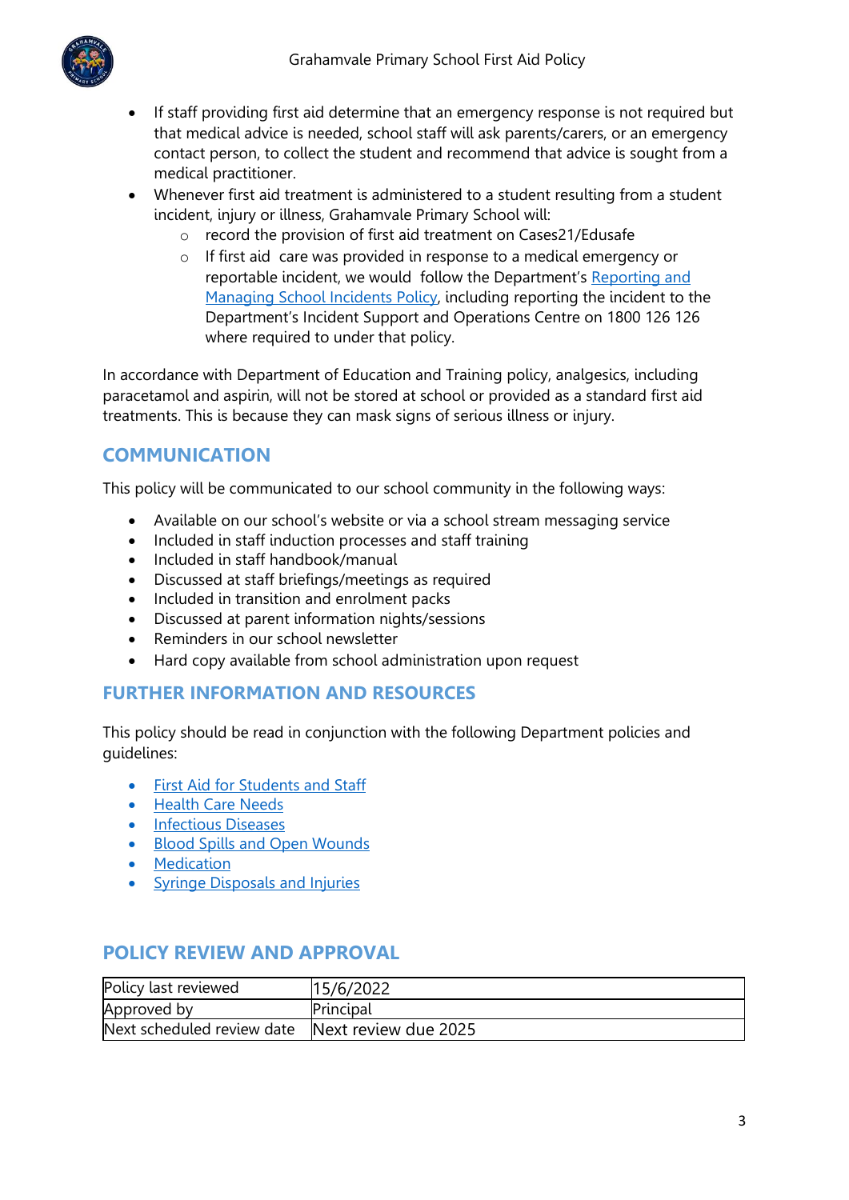- If staff providing first aid determine that an emergency response is not required but that medical advice is needed, school staff will ask parents/carers, or an emergency contact person, to collect the student and recommend that advice is sought from a medical practitioner.
- Whenever first aid treatment is administered to a student resulting from a student incident, injury or illness, Grahamvale Primary School will:
  - record the provision of first aid treatment on Cases21/Edusafe
  - If first aid care was provided in response to a medical emergency or reportable incident, we would follow the Department's [Reporting and Managing School Incidents Policy](), including reporting the incident to the Department's Incident Support and Operations Centre on 1800 126 126 where required to under that policy.

In accordance with Department of Education and Training policy, analgesics, including paracetamol and aspirin, will not be stored at school or provided as a standard first aid treatments. This is because they can mask signs of serious illness or injury.

## COMMUNICATION

This policy will be communicated to our school community in the following ways:

- Available on our school's website or via a school stream messaging service
- Included in staff induction processes and staff training
- Included in staff handbook/manual
- Discussed at staff briefings/meetings as required
- Included in transition and enrolment packs
- Discussed at parent information nights/sessions
- Reminders in our school newsletter
- Hard copy available from school administration upon request

## FURTHER INFORMATION AND RESOURCES

This policy should be read in conjunction with the following Department policies and guidelines:

- [First Aid for Students and Staff]()
- [Health Care Needs]()
- [Infectious Diseases]()
- [Blood Spills and Open Wounds]()
- [Medication]()
- [Syringe Disposals and Injuries]()

## POLICY REVIEW AND APPROVAL

| | |
|---|---|
| Policy last reviewed | 15/6/2022 |
| Approved by | Principal |
| Next scheduled review date | Next review due 2025 |